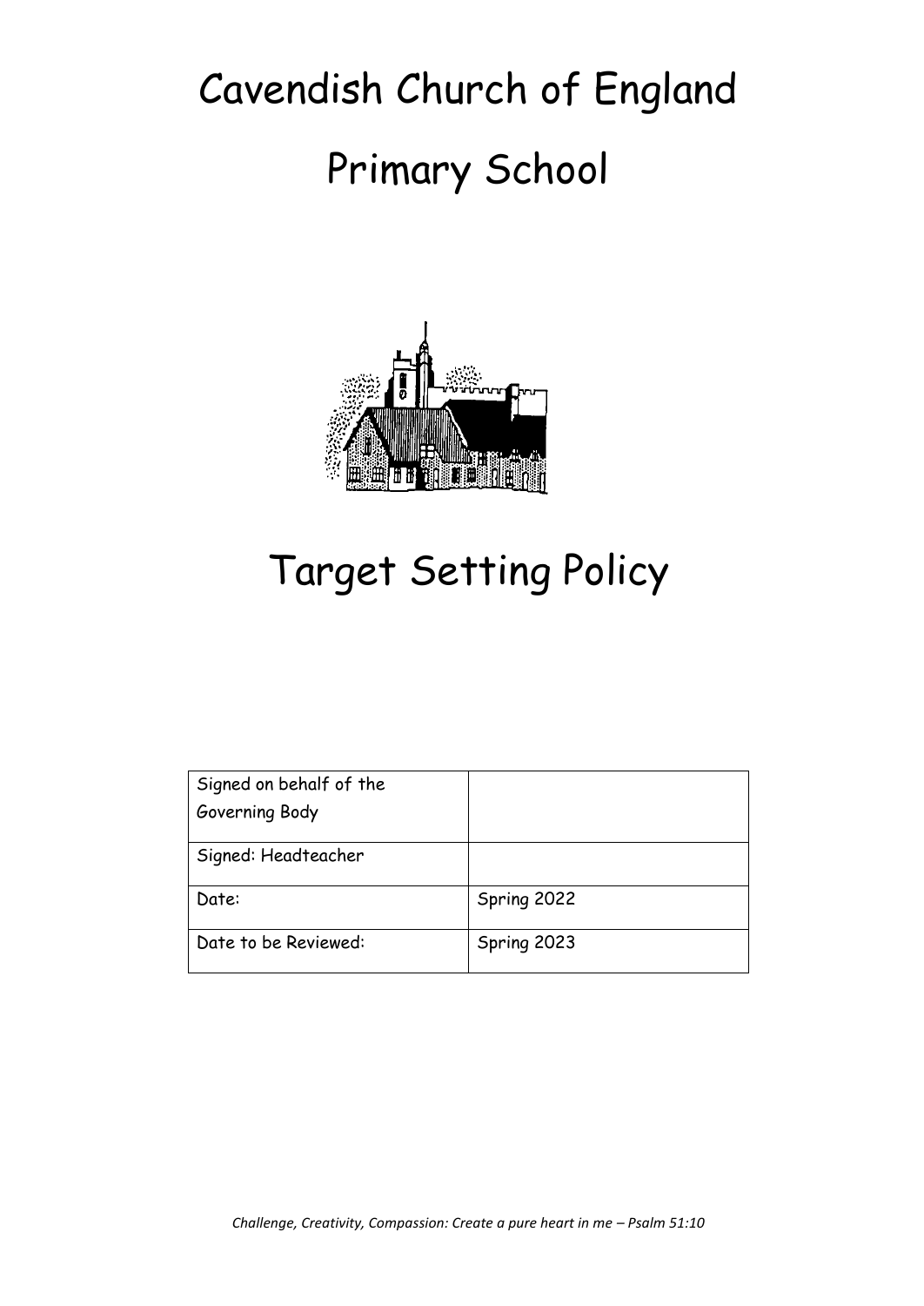# Cavendish Church of England Primary School

# Target Setting Policy

| Signed on behalf of the Governing Body | |
|---|---|
| Signed: Headteacher | |
| Date: | Spring 2022 |
| Date to be Reviewed: | Spring 2023 |

*Challenge, Creativity, Compassion: Create a pure heart in me – Psalm 51:10*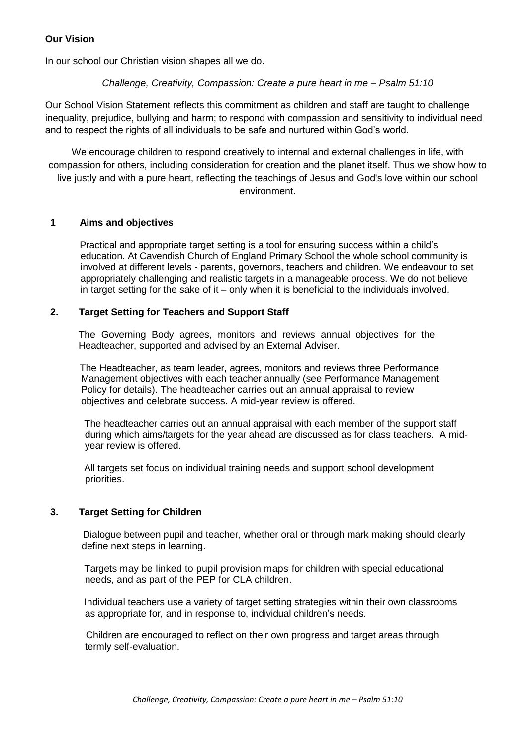**Our Vision**

In our school our Christian vision shapes all we do.

*Challenge, Creativity, Compassion: Create a pure heart in me – Psalm 51:10*

Our School Vision Statement reflects this commitment as children and staff are taught to challenge inequality, prejudice, bullying and harm; to respond with compassion and sensitivity to individual need and to respect the rights of all individuals to be safe and nurtured within God's world.

We encourage children to respond creatively to internal and external challenges in life, with compassion for others, including consideration for creation and the planet itself. Thus we show how to live justly and with a pure heart, reflecting the teachings of Jesus and God's love within our school environment.

## 1 Aims and objectives

Practical and appropriate target setting is a tool for ensuring success within a child's education. At Cavendish Church of England Primary School the whole school community is involved at different levels - parents, governors, teachers and children. We endeavour to set appropriately challenging and realistic targets in a manageable process. We do not believe in target setting for the sake of it – only when it is beneficial to the individuals involved.

## 2. Target Setting for Teachers and Support Staff

The Governing Body agrees, monitors and reviews annual objectives for the Headteacher, supported and advised by an External Adviser.

The Headteacher, as team leader, agrees, monitors and reviews three Performance Management objectives with each teacher annually (see Performance Management Policy for details). The headteacher carries out an annual appraisal to review objectives and celebrate success. A mid-year review is offered.

The headteacher carries out an annual appraisal with each member of the support staff during which aims/targets for the year ahead are discussed as for class teachers. A mid-year review is offered.

All targets set focus on individual training needs and support school development priorities.

## 3. Target Setting for Children

Dialogue between pupil and teacher, whether oral or through mark making should clearly define next steps in learning.

Targets may be linked to pupil provision maps for children with special educational needs, and as part of the PEP for CLA children.

Individual teachers use a variety of target setting strategies within their own classrooms as appropriate for, and in response to, individual children's needs.

Children are encouraged to reflect on their own progress and target areas through termly self-evaluation.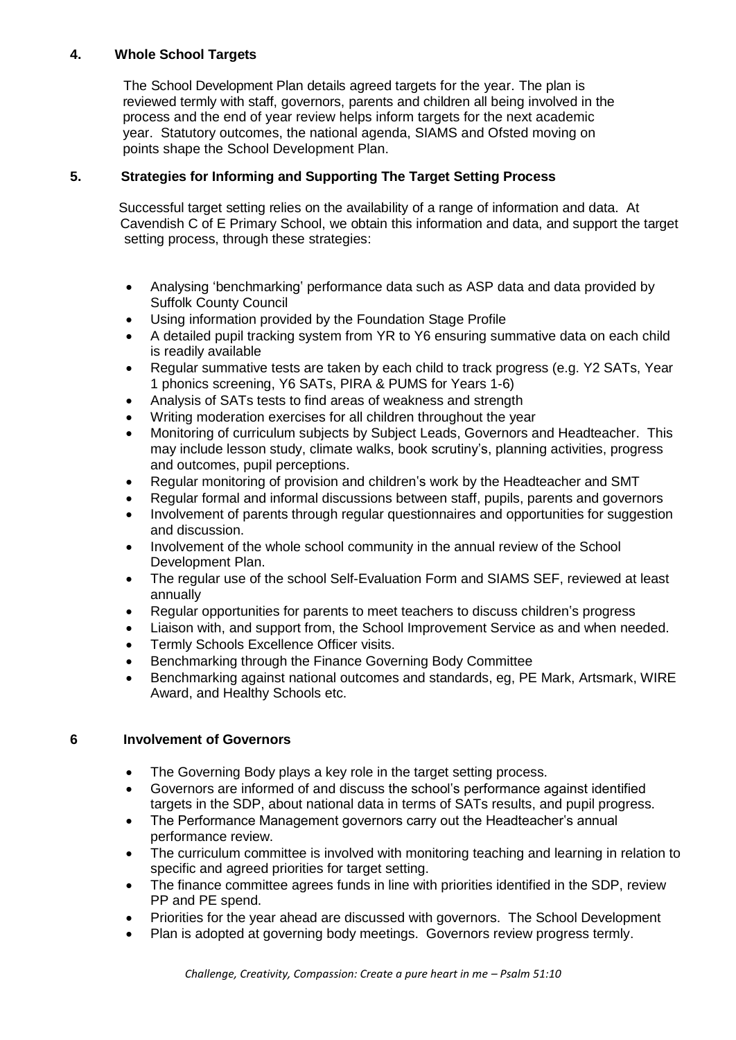## 4. Whole School Targets

The School Development Plan details agreed targets for the year. The plan is reviewed termly with staff, governors, parents and children all being involved in the process and the end of year review helps inform targets for the next academic year. Statutory outcomes, the national agenda, SIAMS and Ofsted moving on points shape the School Development Plan.

## 5. Strategies for Informing and Supporting The Target Setting Process

Successful target setting relies on the availability of a range of information and data. At Cavendish C of E Primary School, we obtain this information and data, and support the target setting process, through these strategies:

- Analysing 'benchmarking' performance data such as ASP data and data provided by Suffolk County Council
- Using information provided by the Foundation Stage Profile
- A detailed pupil tracking system from YR to Y6 ensuring summative data on each child is readily available
- Regular summative tests are taken by each child to track progress (e.g. Y2 SATs, Year 1 phonics screening, Y6 SATs, PIRA & PUMS for Years 1-6)
- Analysis of SATs tests to find areas of weakness and strength
- Writing moderation exercises for all children throughout the year
- Monitoring of curriculum subjects by Subject Leads, Governors and Headteacher. This may include lesson study, climate walks, book scrutiny's, planning activities, progress and outcomes, pupil perceptions.
- Regular monitoring of provision and children's work by the Headteacher and SMT
- Regular formal and informal discussions between staff, pupils, parents and governors
- Involvement of parents through regular questionnaires and opportunities for suggestion and discussion.
- Involvement of the whole school community in the annual review of the School Development Plan.
- The regular use of the school Self-Evaluation Form and SIAMS SEF, reviewed at least annually
- Regular opportunities for parents to meet teachers to discuss children's progress
- Liaison with, and support from, the School Improvement Service as and when needed.
- Termly Schools Excellence Officer visits.
- Benchmarking through the Finance Governing Body Committee
- Benchmarking against national outcomes and standards, eg, PE Mark, Artsmark, WIRE Award, and Healthy Schools etc.

## 6 Involvement of Governors

- The Governing Body plays a key role in the target setting process.
- Governors are informed of and discuss the school's performance against identified targets in the SDP, about national data in terms of SATs results, and pupil progress.
- The Performance Management governors carry out the Headteacher's annual performance review.
- The curriculum committee is involved with monitoring teaching and learning in relation to specific and agreed priorities for target setting.
- The finance committee agrees funds in line with priorities identified in the SDP, review PP and PE spend.
- Priorities for the year ahead are discussed with governors. The School Development
- Plan is adopted at governing body meetings. Governors review progress termly.